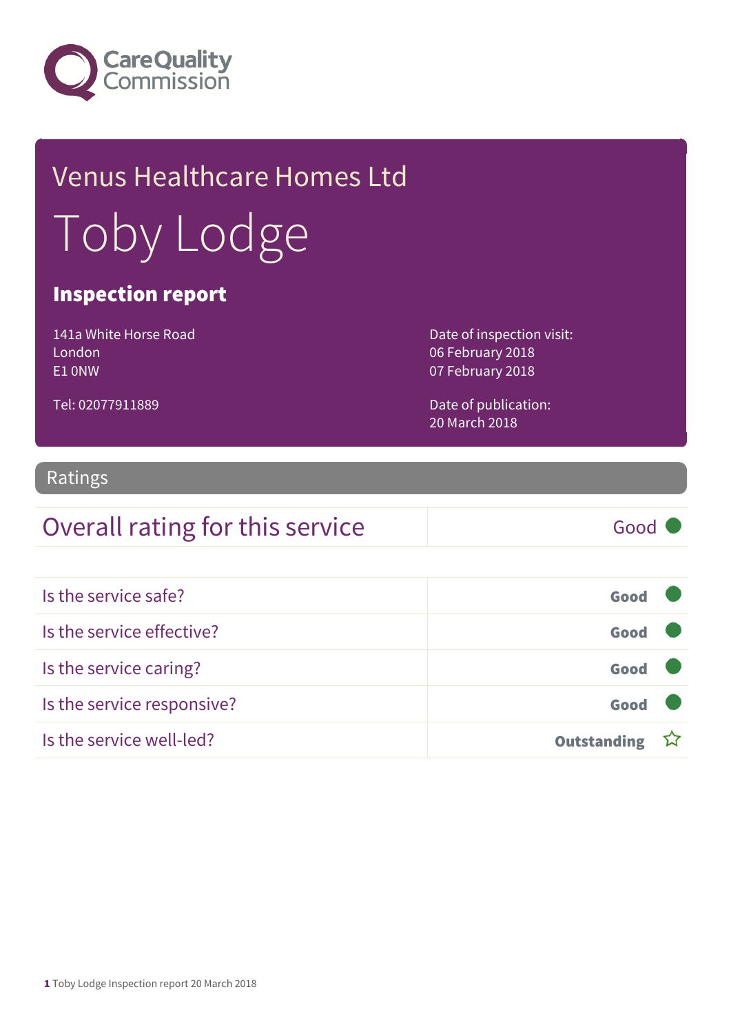Care Quality Commission

# Venus Healthcare Homes Ltd

# Toby Lodge

## Inspection report

141a White Horse Road
London
E1 0NW

Tel: 02077911889

Date of inspection visit:
06 February 2018
07 February 2018

Date of publication:
20 March 2018

## Ratings

| | |
|---|---|
| Overall rating for this service | Good |
| Is the service safe? | Good |
| Is the service effective? | Good |
| Is the service caring? | Good |
| Is the service responsive? | Good |
| Is the service well-led? | Outstanding |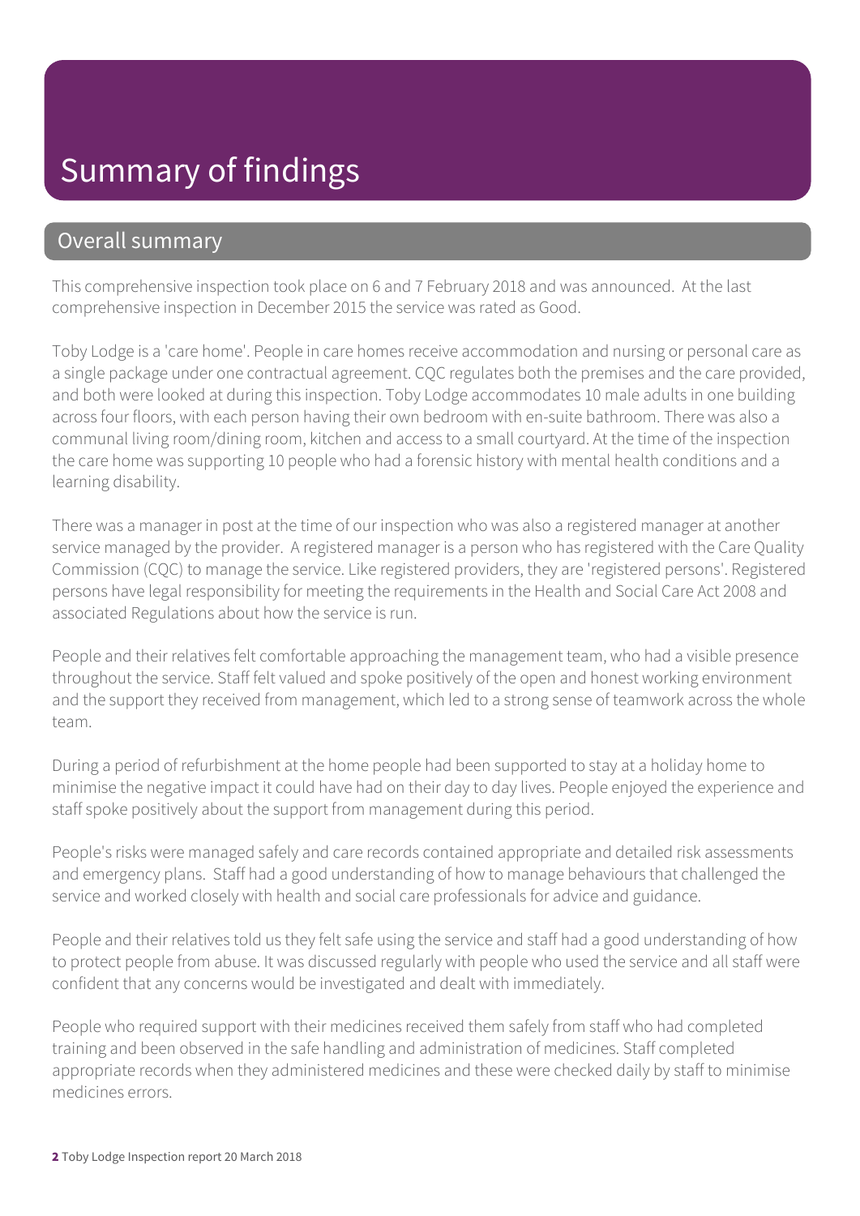# Summary of findings

## Overall summary

This comprehensive inspection took place on 6 and 7 February 2018 and was announced. At the last comprehensive inspection in December 2015 the service was rated as Good.

Toby Lodge is a 'care home'. People in care homes receive accommodation and nursing or personal care as a single package under one contractual agreement. CQC regulates both the premises and the care provided, and both were looked at during this inspection. Toby Lodge accommodates 10 male adults in one building across four floors, with each person having their own bedroom with en-suite bathroom. There was also a communal living room/dining room, kitchen and access to a small courtyard. At the time of the inspection the care home was supporting 10 people who had a forensic history with mental health conditions and a learning disability.

There was a manager in post at the time of our inspection who was also a registered manager at another service managed by the provider. A registered manager is a person who has registered with the Care Quality Commission (CQC) to manage the service. Like registered providers, they are 'registered persons'. Registered persons have legal responsibility for meeting the requirements in the Health and Social Care Act 2008 and associated Regulations about how the service is run.

People and their relatives felt comfortable approaching the management team, who had a visible presence throughout the service. Staff felt valued and spoke positively of the open and honest working environment and the support they received from management, which led to a strong sense of teamwork across the whole team.

During a period of refurbishment at the home people had been supported to stay at a holiday home to minimise the negative impact it could have had on their day to day lives. People enjoyed the experience and staff spoke positively about the support from management during this period.

People's risks were managed safely and care records contained appropriate and detailed risk assessments and emergency plans. Staff had a good understanding of how to manage behaviours that challenged the service and worked closely with health and social care professionals for advice and guidance.

People and their relatives told us they felt safe using the service and staff had a good understanding of how to protect people from abuse. It was discussed regularly with people who used the service and all staff were confident that any concerns would be investigated and dealt with immediately.

People who required support with their medicines received them safely from staff who had completed training and been observed in the safe handling and administration of medicines. Staff completed appropriate records when they administered medicines and these were checked daily by staff to minimise medicines errors.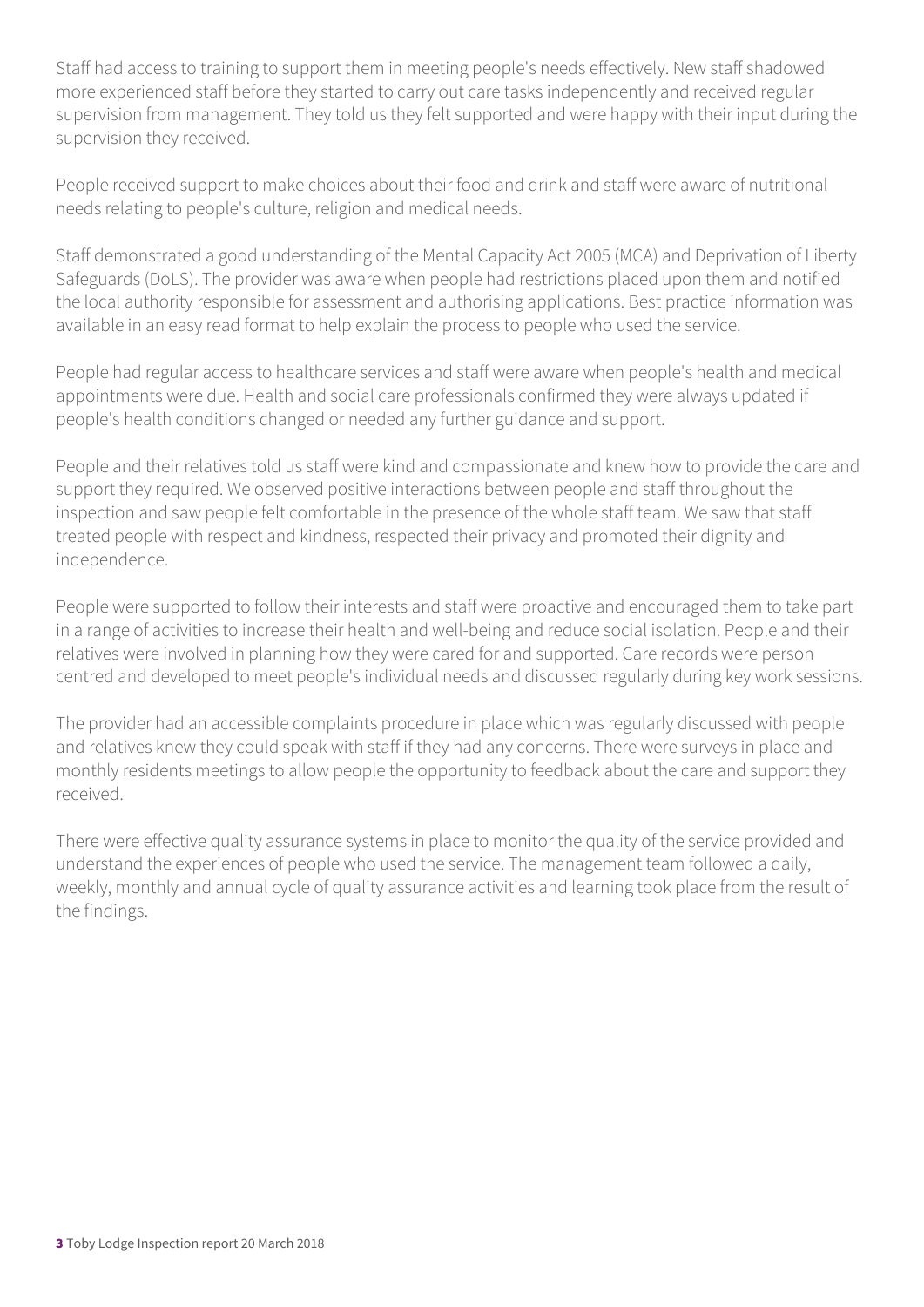Staff had access to training to support them in meeting people's needs effectively. New staff shadowed more experienced staff before they started to carry out care tasks independently and received regular supervision from management. They told us they felt supported and were happy with their input during the supervision they received.

People received support to make choices about their food and drink and staff were aware of nutritional needs relating to people's culture, religion and medical needs.

Staff demonstrated a good understanding of the Mental Capacity Act 2005 (MCA) and Deprivation of Liberty Safeguards (DoLS). The provider was aware when people had restrictions placed upon them and notified the local authority responsible for assessment and authorising applications. Best practice information was available in an easy read format to help explain the process to people who used the service.

People had regular access to healthcare services and staff were aware when people's health and medical appointments were due. Health and social care professionals confirmed they were always updated if people's health conditions changed or needed any further guidance and support.

People and their relatives told us staff were kind and compassionate and knew how to provide the care and support they required. We observed positive interactions between people and staff throughout the inspection and saw people felt comfortable in the presence of the whole staff team. We saw that staff treated people with respect and kindness, respected their privacy and promoted their dignity and independence.

People were supported to follow their interests and staff were proactive and encouraged them to take part in a range of activities to increase their health and well-being and reduce social isolation. People and their relatives were involved in planning how they were cared for and supported. Care records were person centred and developed to meet people's individual needs and discussed regularly during key work sessions.

The provider had an accessible complaints procedure in place which was regularly discussed with people and relatives knew they could speak with staff if they had any concerns. There were surveys in place and monthly residents meetings to allow people the opportunity to feedback about the care and support they received.

There were effective quality assurance systems in place to monitor the quality of the service provided and understand the experiences of people who used the service. The management team followed a daily, weekly, monthly and annual cycle of quality assurance activities and learning took place from the result of the findings.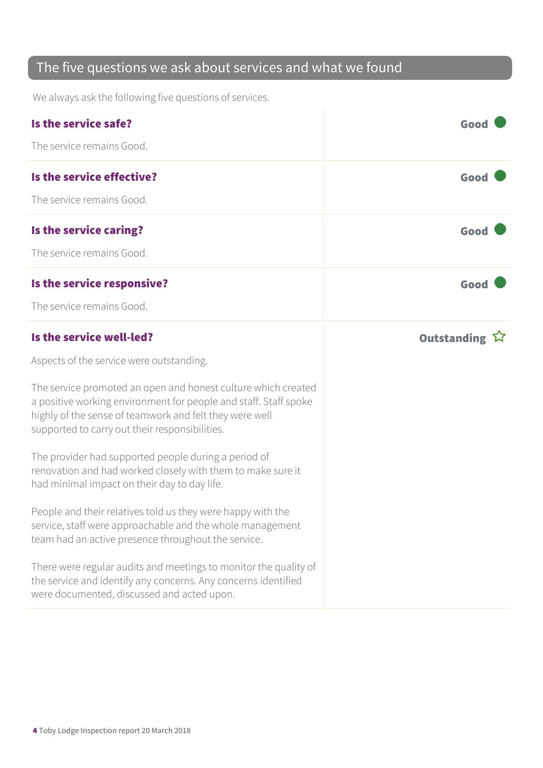## The five questions we ask about services and what we found

We always ask the following five questions of services.

### Is the service safe?

**Good**

The service remains Good.

### Is the service effective?

**Good**

The service remains Good.

### Is the service caring?

**Good**

The service remains Good.

### Is the service responsive?

**Good**

The service remains Good.

### Is the service well-led?

**Outstanding** ☆

Aspects of the service were outstanding.

The service promoted an open and honest culture which created a positive working environment for people and staff. Staff spoke highly of the sense of teamwork and felt they were well supported to carry out their responsibilities.

The provider had supported people during a period of renovation and had worked closely with them to make sure it had minimal impact on their day to day life.

People and their relatives told us they were happy with the service, staff were approachable and the whole management team had an active presence throughout the service.

There were regular audits and meetings to monitor the quality of the service and identify any concerns. Any concerns identified were documented, discussed and acted upon.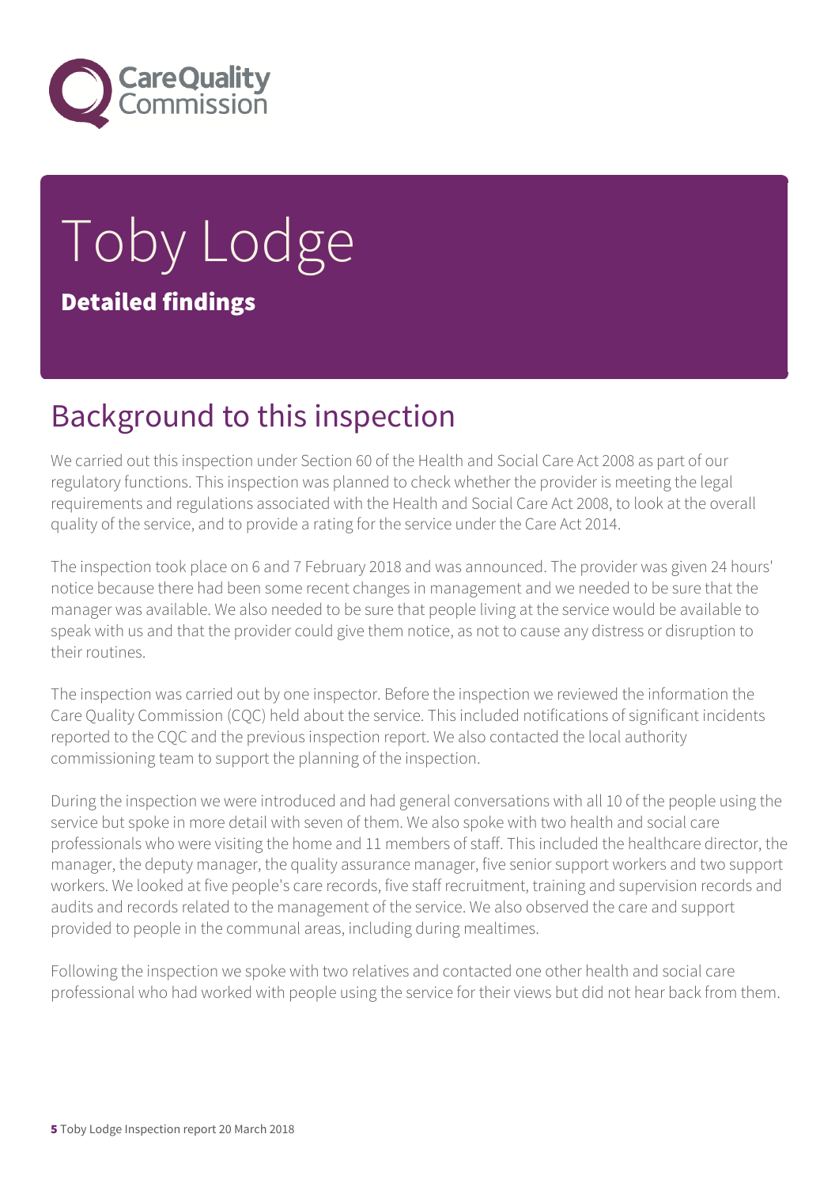# Toby Lodge

**Detailed findings**

## Background to this inspection

We carried out this inspection under Section 60 of the Health and Social Care Act 2008 as part of our regulatory functions. This inspection was planned to check whether the provider is meeting the legal requirements and regulations associated with the Health and Social Care Act 2008, to look at the overall quality of the service, and to provide a rating for the service under the Care Act 2014.

The inspection took place on 6 and 7 February 2018 and was announced. The provider was given 24 hours' notice because there had been some recent changes in management and we needed to be sure that the manager was available. We also needed to be sure that people living at the service would be available to speak with us and that the provider could give them notice, as not to cause any distress or disruption to their routines.

The inspection was carried out by one inspector. Before the inspection we reviewed the information the Care Quality Commission (CQC) held about the service. This included notifications of significant incidents reported to the CQC and the previous inspection report. We also contacted the local authority commissioning team to support the planning of the inspection.

During the inspection we were introduced and had general conversations with all 10 of the people using the service but spoke in more detail with seven of them. We also spoke with two health and social care professionals who were visiting the home and 11 members of staff. This included the healthcare director, the manager, the deputy manager, the quality assurance manager, five senior support workers and two support workers. We looked at five people's care records, five staff recruitment, training and supervision records and audits and records related to the management of the service. We also observed the care and support provided to people in the communal areas, including during mealtimes.

Following the inspection we spoke with two relatives and contacted one other health and social care professional who had worked with people using the service for their views but did not hear back from them.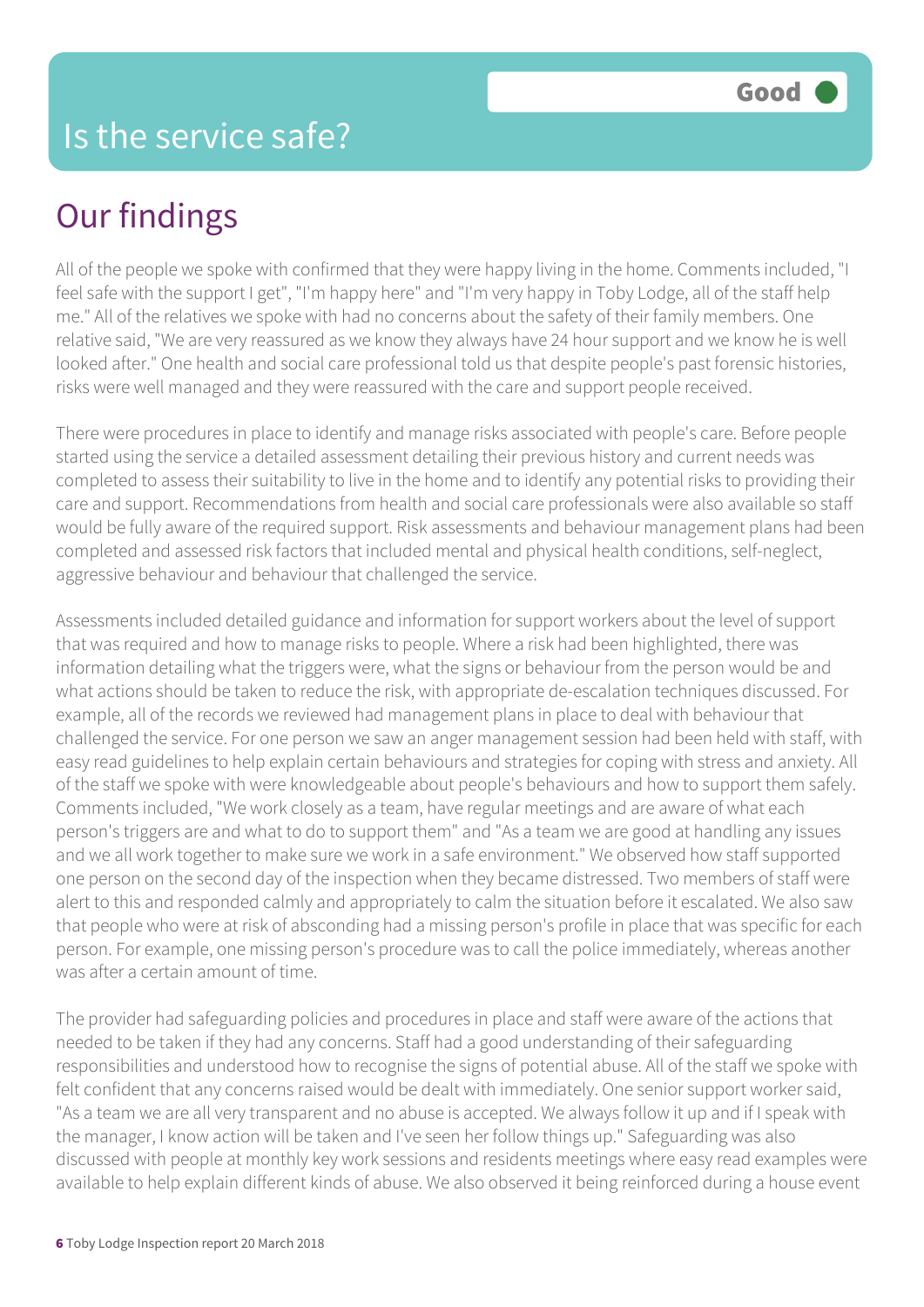# Is the service safe?

**Good**

## Our findings

All of the people we spoke with confirmed that they were happy living in the home. Comments included, "I feel safe with the support I get", "I'm happy here" and "I'm very happy in Toby Lodge, all of the staff help me." All of the relatives we spoke with had no concerns about the safety of their family members. One relative said, "We are very reassured as we know they always have 24 hour support and we know he is well looked after." One health and social care professional told us that despite people's past forensic histories, risks were well managed and they were reassured with the care and support people received.

There were procedures in place to identify and manage risks associated with people's care. Before people started using the service a detailed assessment detailing their previous history and current needs was completed to assess their suitability to live in the home and to identify any potential risks to providing their care and support. Recommendations from health and social care professionals were also available so staff would be fully aware of the required support. Risk assessments and behaviour management plans had been completed and assessed risk factors that included mental and physical health conditions, self-neglect, aggressive behaviour and behaviour that challenged the service.

Assessments included detailed guidance and information for support workers about the level of support that was required and how to manage risks to people. Where a risk had been highlighted, there was information detailing what the triggers were, what the signs or behaviour from the person would be and what actions should be taken to reduce the risk, with appropriate de-escalation techniques discussed. For example, all of the records we reviewed had management plans in place to deal with behaviour that challenged the service. For one person we saw an anger management session had been held with staff, with easy read guidelines to help explain certain behaviours and strategies for coping with stress and anxiety. All of the staff we spoke with were knowledgeable about people's behaviours and how to support them safely. Comments included, "We work closely as a team, have regular meetings and are aware of what each person's triggers are and what to do to support them" and "As a team we are good at handling any issues and we all work together to make sure we work in a safe environment." We observed how staff supported one person on the second day of the inspection when they became distressed. Two members of staff were alert to this and responded calmly and appropriately to calm the situation before it escalated. We also saw that people who were at risk of absconding had a missing person's profile in place that was specific for each person. For example, one missing person's procedure was to call the police immediately, whereas another was after a certain amount of time.

The provider had safeguarding policies and procedures in place and staff were aware of the actions that needed to be taken if they had any concerns. Staff had a good understanding of their safeguarding responsibilities and understood how to recognise the signs of potential abuse. All of the staff we spoke with felt confident that any concerns raised would be dealt with immediately. One senior support worker said, "As a team we are all very transparent and no abuse is accepted. We always follow it up and if I speak with the manager, I know action will be taken and I've seen her follow things up." Safeguarding was also discussed with people at monthly key work sessions and residents meetings where easy read examples were available to help explain different kinds of abuse. We also observed it being reinforced during a house event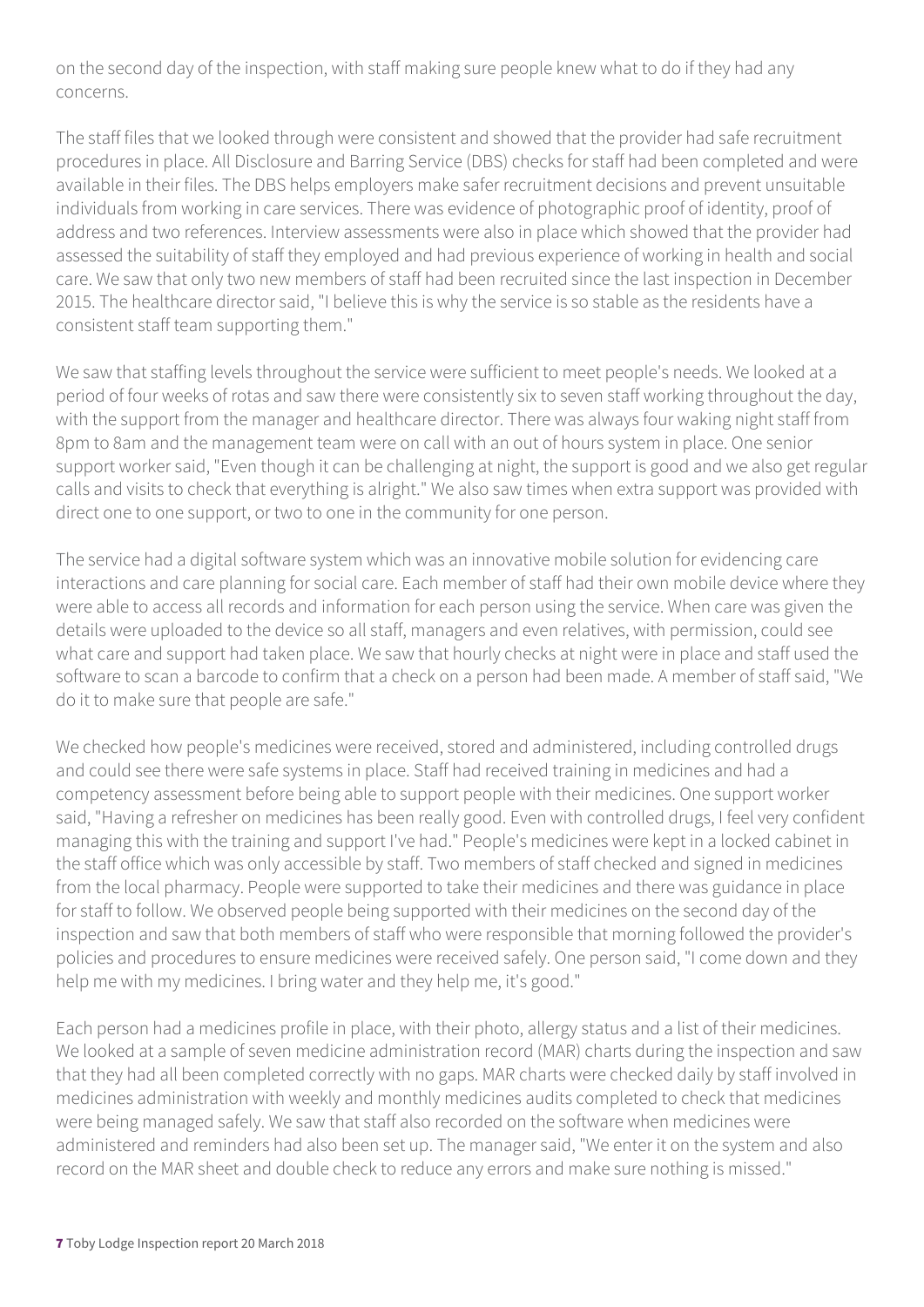on the second day of the inspection, with staff making sure people knew what to do if they had any concerns.

The staff files that we looked through were consistent and showed that the provider had safe recruitment procedures in place. All Disclosure and Barring Service (DBS) checks for staff had been completed and were available in their files. The DBS helps employers make safer recruitment decisions and prevent unsuitable individuals from working in care services. There was evidence of photographic proof of identity, proof of address and two references. Interview assessments were also in place which showed that the provider had assessed the suitability of staff they employed and had previous experience of working in health and social care. We saw that only two new members of staff had been recruited since the last inspection in December 2015. The healthcare director said, "I believe this is why the service is so stable as the residents have a consistent staff team supporting them."

We saw that staffing levels throughout the service were sufficient to meet people's needs. We looked at a period of four weeks of rotas and saw there were consistently six to seven staff working throughout the day, with the support from the manager and healthcare director. There was always four waking night staff from 8pm to 8am and the management team were on call with an out of hours system in place. One senior support worker said, "Even though it can be challenging at night, the support is good and we also get regular calls and visits to check that everything is alright." We also saw times when extra support was provided with direct one to one support, or two to one in the community for one person.

The service had a digital software system which was an innovative mobile solution for evidencing care interactions and care planning for social care. Each member of staff had their own mobile device where they were able to access all records and information for each person using the service. When care was given the details were uploaded to the device so all staff, managers and even relatives, with permission, could see what care and support had taken place. We saw that hourly checks at night were in place and staff used the software to scan a barcode to confirm that a check on a person had been made. A member of staff said, "We do it to make sure that people are safe."

We checked how people's medicines were received, stored and administered, including controlled drugs and could see there were safe systems in place. Staff had received training in medicines and had a competency assessment before being able to support people with their medicines. One support worker said, "Having a refresher on medicines has been really good. Even with controlled drugs, I feel very confident managing this with the training and support I've had." People's medicines were kept in a locked cabinet in the staff office which was only accessible by staff. Two members of staff checked and signed in medicines from the local pharmacy. People were supported to take their medicines and there was guidance in place for staff to follow. We observed people being supported with their medicines on the second day of the inspection and saw that both members of staff who were responsible that morning followed the provider's policies and procedures to ensure medicines were received safely. One person said, "I come down and they help me with my medicines. I bring water and they help me, it's good."

Each person had a medicines profile in place, with their photo, allergy status and a list of their medicines. We looked at a sample of seven medicine administration record (MAR) charts during the inspection and saw that they had all been completed correctly with no gaps. MAR charts were checked daily by staff involved in medicines administration with weekly and monthly medicines audits completed to check that medicines were being managed safely. We saw that staff also recorded on the software when medicines were administered and reminders had also been set up. The manager said, "We enter it on the system and also record on the MAR sheet and double check to reduce any errors and make sure nothing is missed."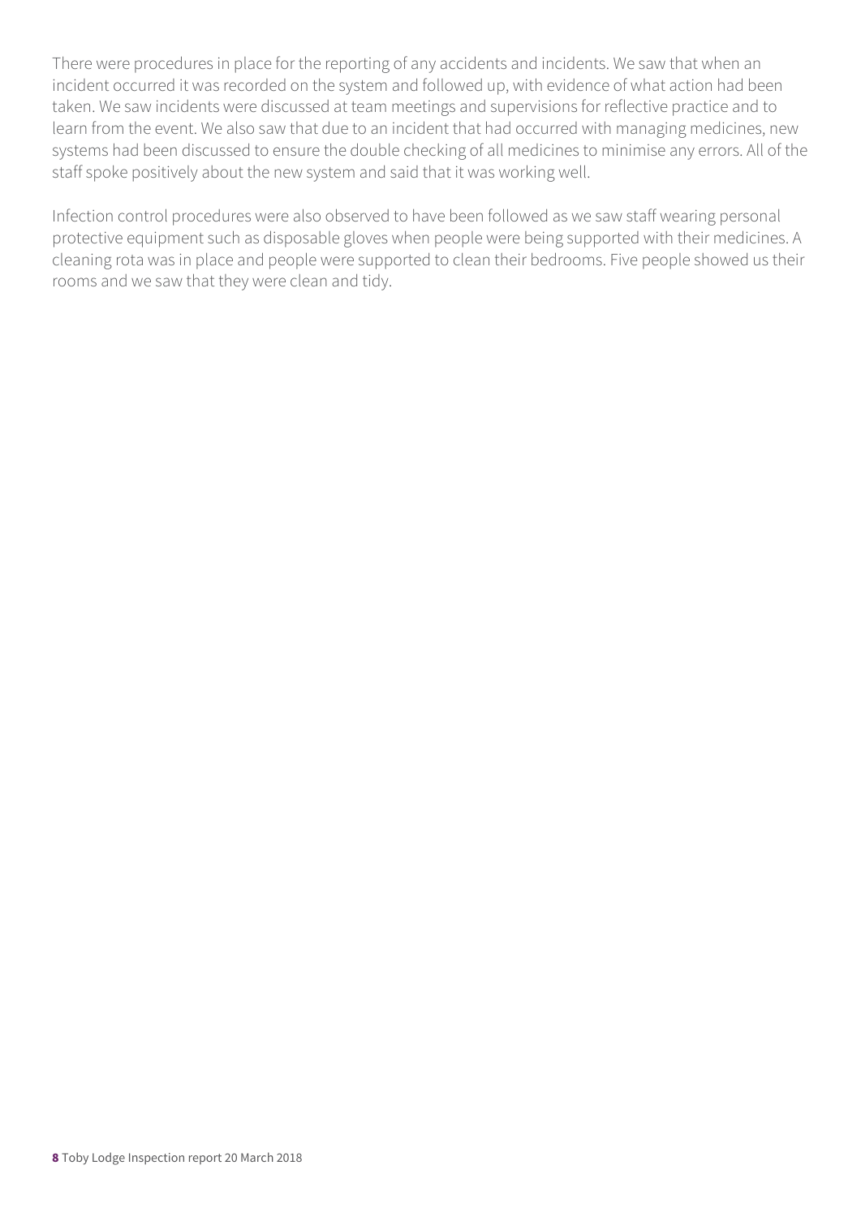There were procedures in place for the reporting of any accidents and incidents. We saw that when an incident occurred it was recorded on the system and followed up, with evidence of what action had been taken. We saw incidents were discussed at team meetings and supervisions for reflective practice and to learn from the event. We also saw that due to an incident that had occurred with managing medicines, new systems had been discussed to ensure the double checking of all medicines to minimise any errors. All of the staff spoke positively about the new system and said that it was working well.

Infection control procedures were also observed to have been followed as we saw staff wearing personal protective equipment such as disposable gloves when people were being supported with their medicines. A cleaning rota was in place and people were supported to clean their bedrooms. Five people showed us their rooms and we saw that they were clean and tidy.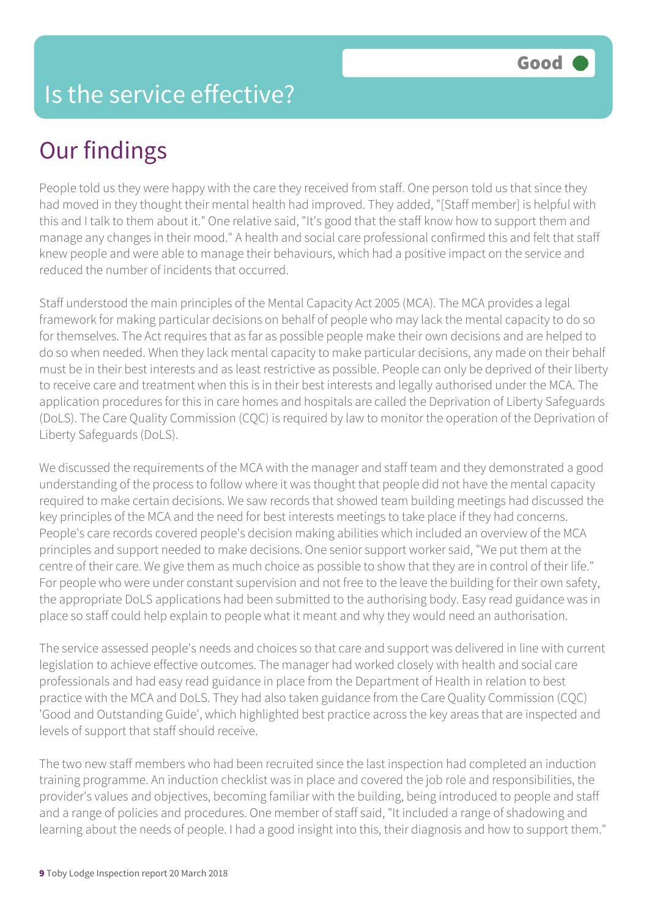# Is the service effective?

Good

## Our findings

People told us they were happy with the care they received from staff. One person told us that since they had moved in they thought their mental health had improved. They added, "[Staff member] is helpful with this and I talk to them about it." One relative said, "It's good that the staff know how to support them and manage any changes in their mood." A health and social care professional confirmed this and felt that staff knew people and were able to manage their behaviours, which had a positive impact on the service and reduced the number of incidents that occurred.

Staff understood the main principles of the Mental Capacity Act 2005 (MCA). The MCA provides a legal framework for making particular decisions on behalf of people who may lack the mental capacity to do so for themselves. The Act requires that as far as possible people make their own decisions and are helped to do so when needed. When they lack mental capacity to make particular decisions, any made on their behalf must be in their best interests and as least restrictive as possible. People can only be deprived of their liberty to receive care and treatment when this is in their best interests and legally authorised under the MCA. The application procedures for this in care homes and hospitals are called the Deprivation of Liberty Safeguards (DoLS). The Care Quality Commission (CQC) is required by law to monitor the operation of the Deprivation of Liberty Safeguards (DoLS).

We discussed the requirements of the MCA with the manager and staff team and they demonstrated a good understanding of the process to follow where it was thought that people did not have the mental capacity required to make certain decisions. We saw records that showed team building meetings had discussed the key principles of the MCA and the need for best interests meetings to take place if they had concerns. People's care records covered people's decision making abilities which included an overview of the MCA principles and support needed to make decisions. One senior support worker said, "We put them at the centre of their care. We give them as much choice as possible to show that they are in control of their life." For people who were under constant supervision and not free to the leave the building for their own safety, the appropriate DoLS applications had been submitted to the authorising body. Easy read guidance was in place so staff could help explain to people what it meant and why they would need an authorisation.

The service assessed people's needs and choices so that care and support was delivered in line with current legislation to achieve effective outcomes. The manager had worked closely with health and social care professionals and had easy read guidance in place from the Department of Health in relation to best practice with the MCA and DoLS. They had also taken guidance from the Care Quality Commission (CQC) 'Good and Outstanding Guide', which highlighted best practice across the key areas that are inspected and levels of support that staff should receive.

The two new staff members who had been recruited since the last inspection had completed an induction training programme. An induction checklist was in place and covered the job role and responsibilities, the provider's values and objectives, becoming familiar with the building, being introduced to people and staff and a range of policies and procedures. One member of staff said, "It included a range of shadowing and learning about the needs of people. I had a good insight into this, their diagnosis and how to support them."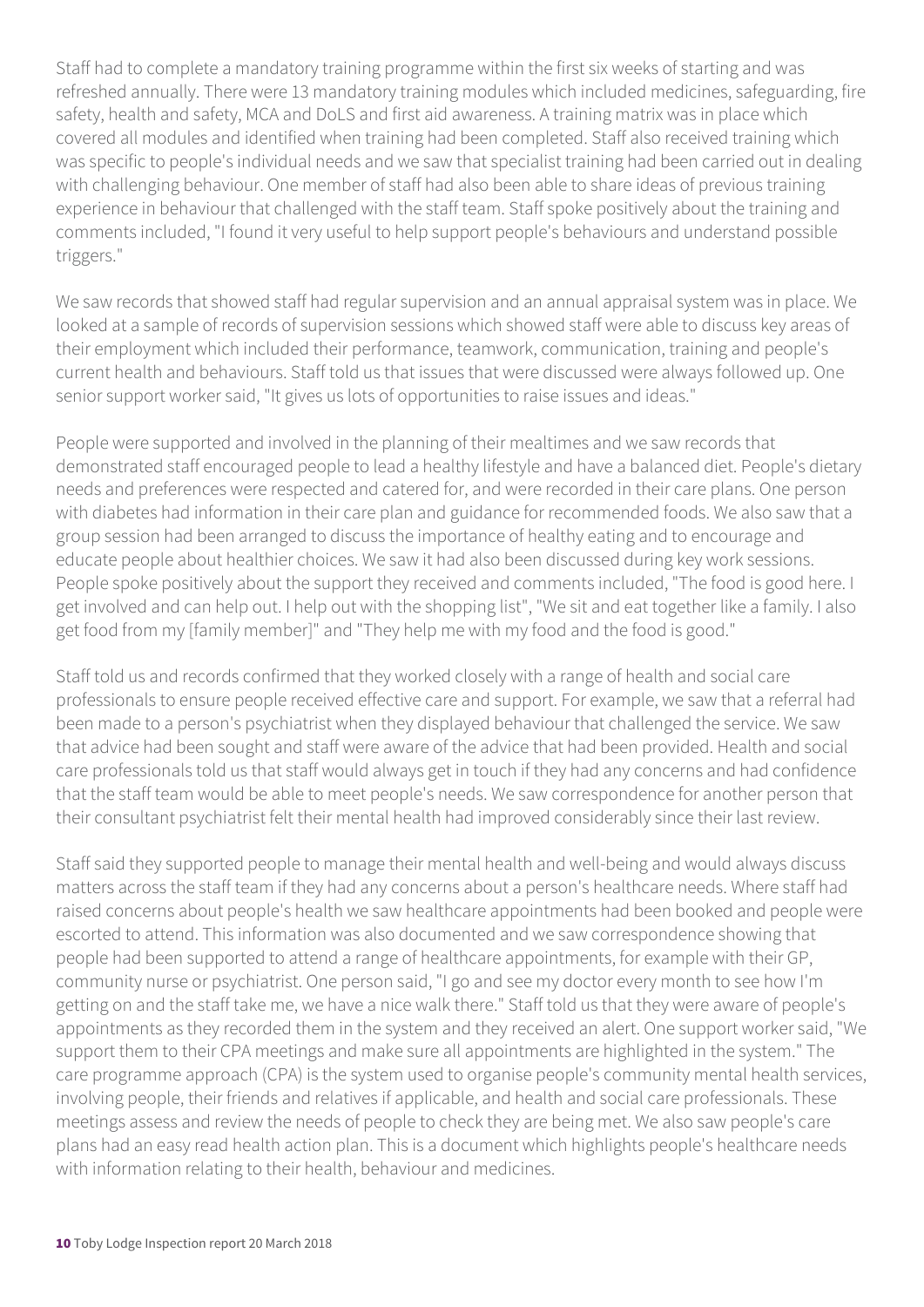Staff had to complete a mandatory training programme within the first six weeks of starting and was refreshed annually. There were 13 mandatory training modules which included medicines, safeguarding, fire safety, health and safety, MCA and DoLS and first aid awareness. A training matrix was in place which covered all modules and identified when training had been completed. Staff also received training which was specific to people's individual needs and we saw that specialist training had been carried out in dealing with challenging behaviour. One member of staff had also been able to share ideas of previous training experience in behaviour that challenged with the staff team. Staff spoke positively about the training and comments included, "I found it very useful to help support people's behaviours and understand possible triggers."

We saw records that showed staff had regular supervision and an annual appraisal system was in place. We looked at a sample of records of supervision sessions which showed staff were able to discuss key areas of their employment which included their performance, teamwork, communication, training and people's current health and behaviours. Staff told us that issues that were discussed were always followed up. One senior support worker said, "It gives us lots of opportunities to raise issues and ideas."

People were supported and involved in the planning of their mealtimes and we saw records that demonstrated staff encouraged people to lead a healthy lifestyle and have a balanced diet. People's dietary needs and preferences were respected and catered for, and were recorded in their care plans. One person with diabetes had information in their care plan and guidance for recommended foods. We also saw that a group session had been arranged to discuss the importance of healthy eating and to encourage and educate people about healthier choices. We saw it had also been discussed during key work sessions. People spoke positively about the support they received and comments included, "The food is good here. I get involved and can help out. I help out with the shopping list", "We sit and eat together like a family. I also get food from my [family member]" and "They help me with my food and the food is good."

Staff told us and records confirmed that they worked closely with a range of health and social care professionals to ensure people received effective care and support. For example, we saw that a referral had been made to a person's psychiatrist when they displayed behaviour that challenged the service. We saw that advice had been sought and staff were aware of the advice that had been provided. Health and social care professionals told us that staff would always get in touch if they had any concerns and had confidence that the staff team would be able to meet people's needs. We saw correspondence for another person that their consultant psychiatrist felt their mental health had improved considerably since their last review.

Staff said they supported people to manage their mental health and well-being and would always discuss matters across the staff team if they had any concerns about a person's healthcare needs. Where staff had raised concerns about people's health we saw healthcare appointments had been booked and people were escorted to attend. This information was also documented and we saw correspondence showing that people had been supported to attend a range of healthcare appointments, for example with their GP, community nurse or psychiatrist. One person said, "I go and see my doctor every month to see how I'm getting on and the staff take me, we have a nice walk there." Staff told us that they were aware of people's appointments as they recorded them in the system and they received an alert. One support worker said, "We support them to their CPA meetings and make sure all appointments are highlighted in the system." The care programme approach (CPA) is the system used to organise people's community mental health services, involving people, their friends and relatives if applicable, and health and social care professionals. These meetings assess and review the needs of people to check they are being met. We also saw people's care plans had an easy read health action plan. This is a document which highlights people's healthcare needs with information relating to their health, behaviour and medicines.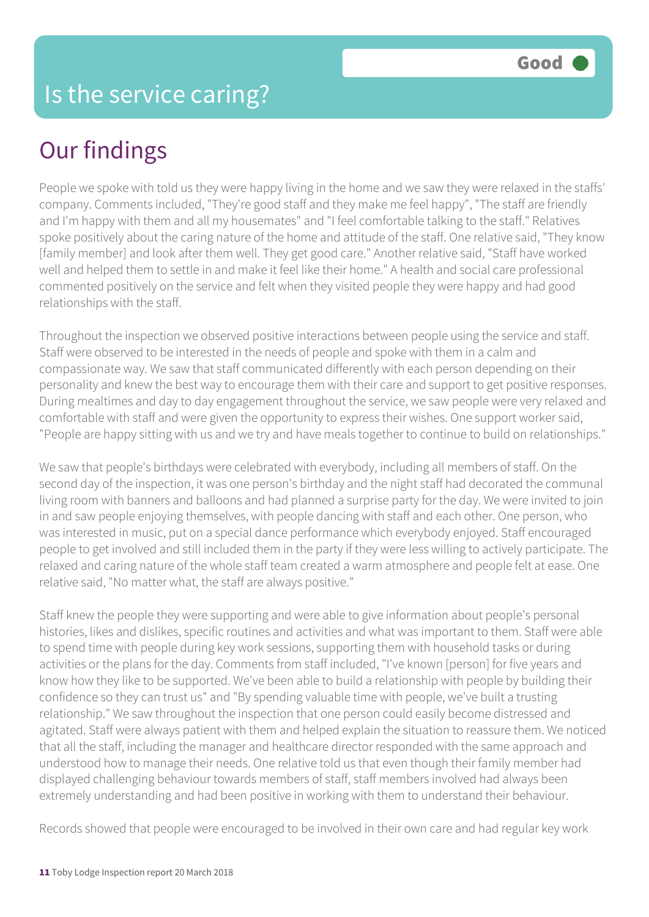# Is the service caring?

Good

## Our findings

People we spoke with told us they were happy living in the home and we saw they were relaxed in the staffs' company. Comments included, "They're good staff and they make me feel happy", "The staff are friendly and I'm happy with them and all my housemates" and "I feel comfortable talking to the staff." Relatives spoke positively about the caring nature of the home and attitude of the staff. One relative said, "They know [family member] and look after them well. They get good care." Another relative said, "Staff have worked well and helped them to settle in and make it feel like their home." A health and social care professional commented positively on the service and felt when they visited people they were happy and had good relationships with the staff.

Throughout the inspection we observed positive interactions between people using the service and staff. Staff were observed to be interested in the needs of people and spoke with them in a calm and compassionate way. We saw that staff communicated differently with each person depending on their personality and knew the best way to encourage them with their care and support to get positive responses. During mealtimes and day to day engagement throughout the service, we saw people were very relaxed and comfortable with staff and were given the opportunity to express their wishes. One support worker said, "People are happy sitting with us and we try and have meals together to continue to build on relationships."

We saw that people's birthdays were celebrated with everybody, including all members of staff. On the second day of the inspection, it was one person's birthday and the night staff had decorated the communal living room with banners and balloons and had planned a surprise party for the day. We were invited to join in and saw people enjoying themselves, with people dancing with staff and each other. One person, who was interested in music, put on a special dance performance which everybody enjoyed. Staff encouraged people to get involved and still included them in the party if they were less willing to actively participate. The relaxed and caring nature of the whole staff team created a warm atmosphere and people felt at ease. One relative said, "No matter what, the staff are always positive."

Staff knew the people they were supporting and were able to give information about people's personal histories, likes and dislikes, specific routines and activities and what was important to them. Staff were able to spend time with people during key work sessions, supporting them with household tasks or during activities or the plans for the day. Comments from staff included, "I've known [person] for five years and know how they like to be supported. We've been able to build a relationship with people by building their confidence so they can trust us" and "By spending valuable time with people, we've built a trusting relationship." We saw throughout the inspection that one person could easily become distressed and agitated. Staff were always patient with them and helped explain the situation to reassure them. We noticed that all the staff, including the manager and healthcare director responded with the same approach and understood how to manage their needs. One relative told us that even though their family member had displayed challenging behaviour towards members of staff, staff members involved had always been extremely understanding and had been positive in working with them to understand their behaviour.

Records showed that people were encouraged to be involved in their own care and had regular key work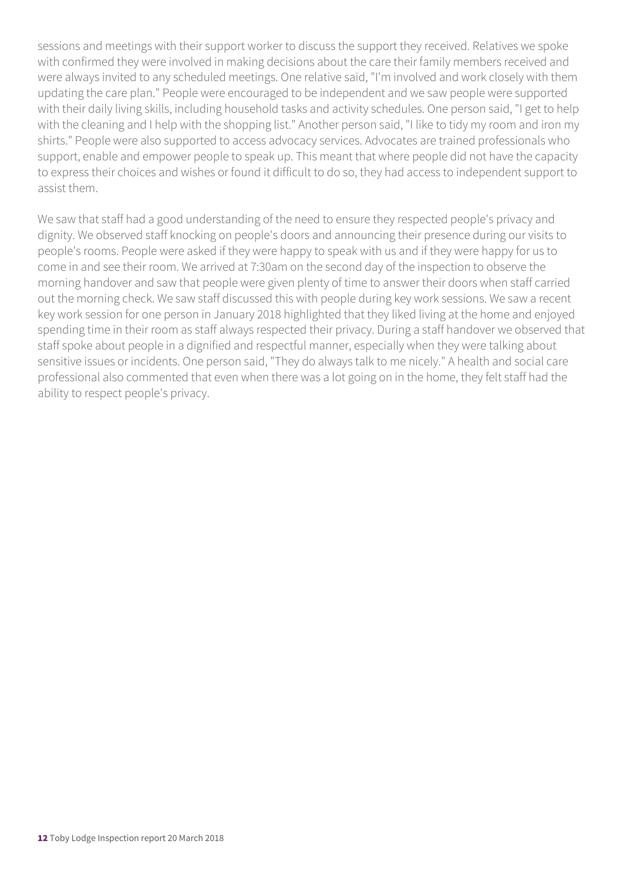sessions and meetings with their support worker to discuss the support they received. Relatives we spoke with confirmed they were involved in making decisions about the care their family members received and were always invited to any scheduled meetings. One relative said, "I'm involved and work closely with them updating the care plan." People were encouraged to be independent and we saw people were supported with their daily living skills, including household tasks and activity schedules. One person said, "I get to help with the cleaning and I help with the shopping list." Another person said, "I like to tidy my room and iron my shirts." People were also supported to access advocacy services. Advocates are trained professionals who support, enable and empower people to speak up. This meant that where people did not have the capacity to express their choices and wishes or found it difficult to do so, they had access to independent support to assist them.

We saw that staff had a good understanding of the need to ensure they respected people's privacy and dignity. We observed staff knocking on people's doors and announcing their presence during our visits to people's rooms. People were asked if they were happy to speak with us and if they were happy for us to come in and see their room. We arrived at 7:30am on the second day of the inspection to observe the morning handover and saw that people were given plenty of time to answer their doors when staff carried out the morning check. We saw staff discussed this with people during key work sessions. We saw a recent key work session for one person in January 2018 highlighted that they liked living at the home and enjoyed spending time in their room as staff always respected their privacy. During a staff handover we observed that staff spoke about people in a dignified and respectful manner, especially when they were talking about sensitive issues or incidents. One person said, "They do always talk to me nicely." A health and social care professional also commented that even when there was a lot going on in the home, they felt staff had the ability to respect people's privacy.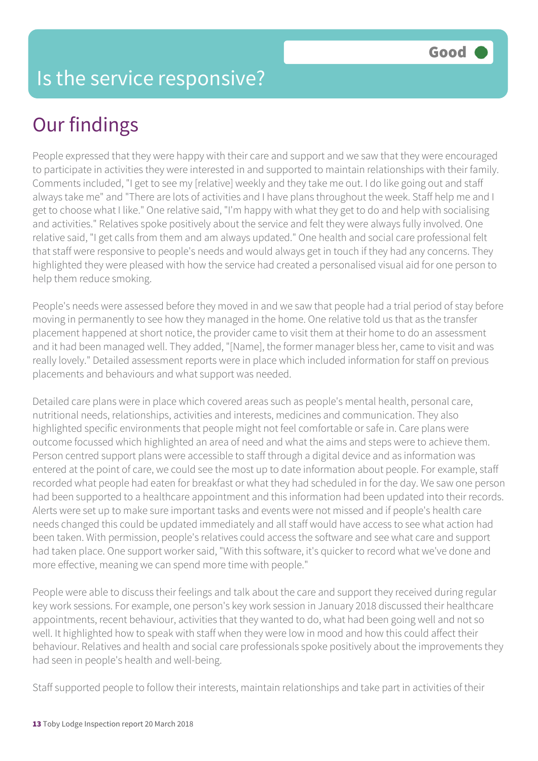# Is the service responsive?

**Good**

## Our findings

People expressed that they were happy with their care and support and we saw that they were encouraged to participate in activities they were interested in and supported to maintain relationships with their family. Comments included, "I get to see my [relative] weekly and they take me out. I do like going out and staff always take me" and "There are lots of activities and I have plans throughout the week. Staff help me and I get to choose what I like." One relative said, "I'm happy with what they get to do and help with socialising and activities." Relatives spoke positively about the service and felt they were always fully involved. One relative said, "I get calls from them and am always updated." One health and social care professional felt that staff were responsive to people's needs and would always get in touch if they had any concerns. They highlighted they were pleased with how the service had created a personalised visual aid for one person to help them reduce smoking.

People's needs were assessed before they moved in and we saw that people had a trial period of stay before moving in permanently to see how they managed in the home. One relative told us that as the transfer placement happened at short notice, the provider came to visit them at their home to do an assessment and it had been managed well. They added, "[Name], the former manager bless her, came to visit and was really lovely." Detailed assessment reports were in place which included information for staff on previous placements and behaviours and what support was needed.

Detailed care plans were in place which covered areas such as people's mental health, personal care, nutritional needs, relationships, activities and interests, medicines and communication. They also highlighted specific environments that people might not feel comfortable or safe in. Care plans were outcome focussed which highlighted an area of need and what the aims and steps were to achieve them. Person centred support plans were accessible to staff through a digital device and as information was entered at the point of care, we could see the most up to date information about people. For example, staff recorded what people had eaten for breakfast or what they had scheduled in for the day. We saw one person had been supported to a healthcare appointment and this information had been updated into their records. Alerts were set up to make sure important tasks and events were not missed and if people's health care needs changed this could be updated immediately and all staff would have access to see what action had been taken. With permission, people's relatives could access the software and see what care and support had taken place. One support worker said, "With this software, it's quicker to record what we've done and more effective, meaning we can spend more time with people."

People were able to discuss their feelings and talk about the care and support they received during regular key work sessions. For example, one person's key work session in January 2018 discussed their healthcare appointments, recent behaviour, activities that they wanted to do, what had been going well and not so well. It highlighted how to speak with staff when they were low in mood and how this could affect their behaviour. Relatives and health and social care professionals spoke positively about the improvements they had seen in people's health and well-being.

Staff supported people to follow their interests, maintain relationships and take part in activities of their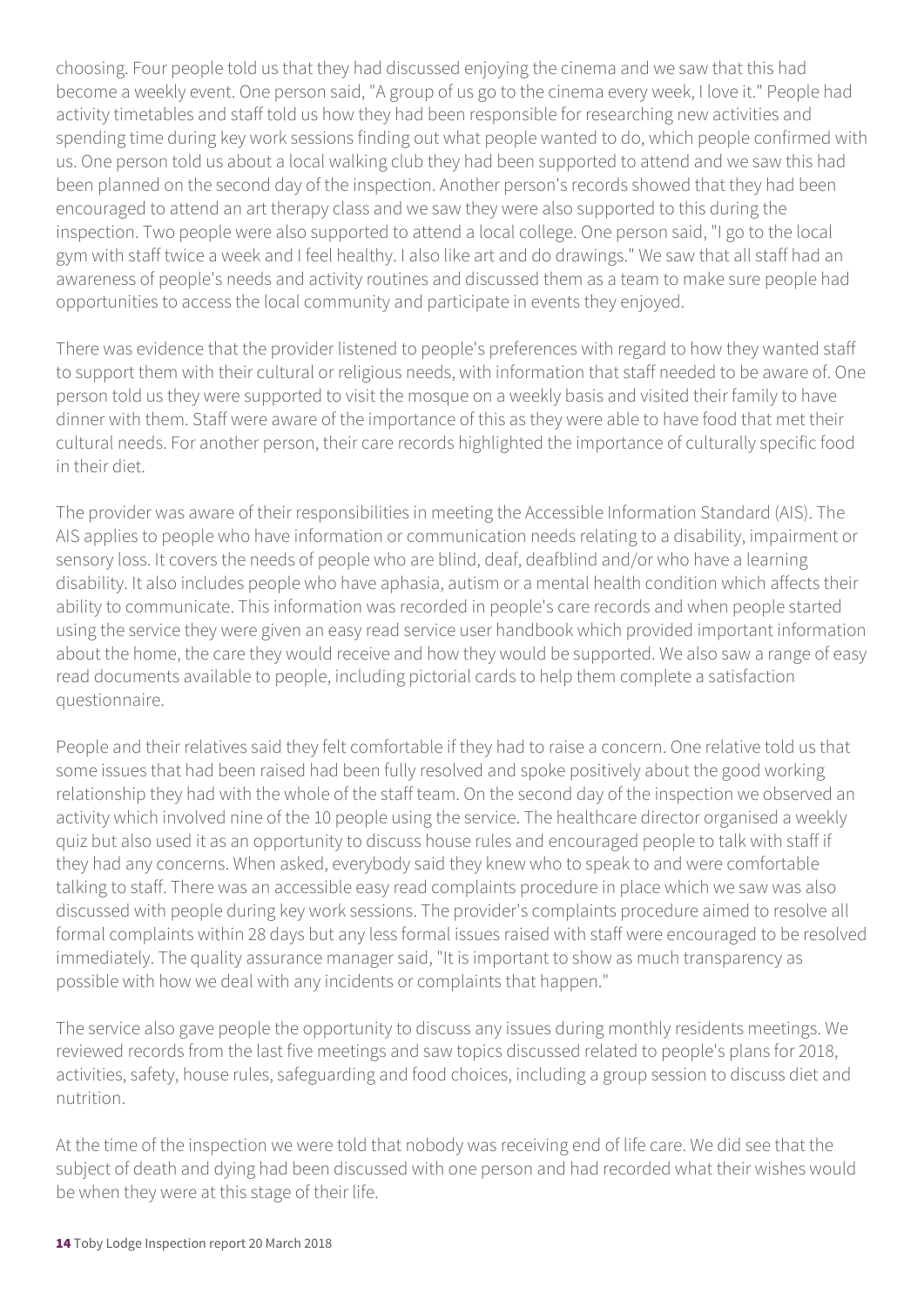choosing. Four people told us that they had discussed enjoying the cinema and we saw that this had become a weekly event. One person said, "A group of us go to the cinema every week, I love it." People had activity timetables and staff told us how they had been responsible for researching new activities and spending time during key work sessions finding out what people wanted to do, which people confirmed with us. One person told us about a local walking club they had been supported to attend and we saw this had been planned on the second day of the inspection. Another person's records showed that they had been encouraged to attend an art therapy class and we saw they were also supported to this during the inspection. Two people were also supported to attend a local college. One person said, "I go to the local gym with staff twice a week and I feel healthy. I also like art and do drawings." We saw that all staff had an awareness of people's needs and activity routines and discussed them as a team to make sure people had opportunities to access the local community and participate in events they enjoyed.

There was evidence that the provider listened to people's preferences with regard to how they wanted staff to support them with their cultural or religious needs, with information that staff needed to be aware of. One person told us they were supported to visit the mosque on a weekly basis and visited their family to have dinner with them. Staff were aware of the importance of this as they were able to have food that met their cultural needs. For another person, their care records highlighted the importance of culturally specific food in their diet.

The provider was aware of their responsibilities in meeting the Accessible Information Standard (AIS). The AIS applies to people who have information or communication needs relating to a disability, impairment or sensory loss. It covers the needs of people who are blind, deaf, deafblind and/or who have a learning disability. It also includes people who have aphasia, autism or a mental health condition which affects their ability to communicate. This information was recorded in people's care records and when people started using the service they were given an easy read service user handbook which provided important information about the home, the care they would receive and how they would be supported. We also saw a range of easy read documents available to people, including pictorial cards to help them complete a satisfaction questionnaire.

People and their relatives said they felt comfortable if they had to raise a concern. One relative told us that some issues that had been raised had been fully resolved and spoke positively about the good working relationship they had with the whole of the staff team. On the second day of the inspection we observed an activity which involved nine of the 10 people using the service. The healthcare director organised a weekly quiz but also used it as an opportunity to discuss house rules and encouraged people to talk with staff if they had any concerns. When asked, everybody said they knew who to speak to and were comfortable talking to staff. There was an accessible easy read complaints procedure in place which we saw was also discussed with people during key work sessions. The provider's complaints procedure aimed to resolve all formal complaints within 28 days but any less formal issues raised with staff were encouraged to be resolved immediately. The quality assurance manager said, "It is important to show as much transparency as possible with how we deal with any incidents or complaints that happen."

The service also gave people the opportunity to discuss any issues during monthly residents meetings. We reviewed records from the last five meetings and saw topics discussed related to people's plans for 2018, activities, safety, house rules, safeguarding and food choices, including a group session to discuss diet and nutrition.

At the time of the inspection we were told that nobody was receiving end of life care. We did see that the subject of death and dying had been discussed with one person and had recorded what their wishes would be when they were at this stage of their life.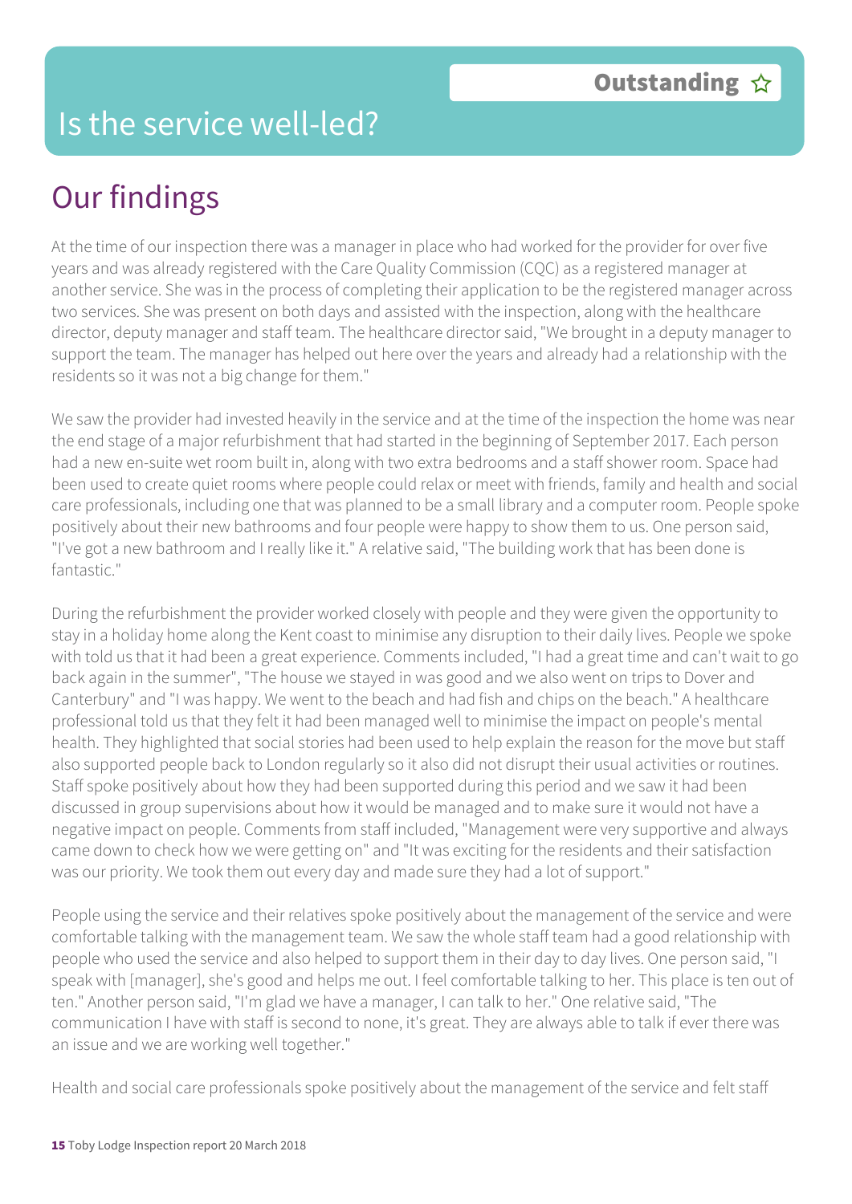# Is the service well-led?

**Outstanding ☆**

## Our findings

At the time of our inspection there was a manager in place who had worked for the provider for over five years and was already registered with the Care Quality Commission (CQC) as a registered manager at another service. She was in the process of completing their application to be the registered manager across two services. She was present on both days and assisted with the inspection, along with the healthcare director, deputy manager and staff team. The healthcare director said, "We brought in a deputy manager to support the team. The manager has helped out here over the years and already had a relationship with the residents so it was not a big change for them."

We saw the provider had invested heavily in the service and at the time of the inspection the home was near the end stage of a major refurbishment that had started in the beginning of September 2017. Each person had a new en-suite wet room built in, along with two extra bedrooms and a staff shower room. Space had been used to create quiet rooms where people could relax or meet with friends, family and health and social care professionals, including one that was planned to be a small library and a computer room. People spoke positively about their new bathrooms and four people were happy to show them to us. One person said, "I've got a new bathroom and I really like it." A relative said, "The building work that has been done is fantastic."

During the refurbishment the provider worked closely with people and they were given the opportunity to stay in a holiday home along the Kent coast to minimise any disruption to their daily lives. People we spoke with told us that it had been a great experience. Comments included, "I had a great time and can't wait to go back again in the summer", "The house we stayed in was good and we also went on trips to Dover and Canterbury" and "I was happy. We went to the beach and had fish and chips on the beach." A healthcare professional told us that they felt it had been managed well to minimise the impact on people's mental health. They highlighted that social stories had been used to help explain the reason for the move but staff also supported people back to London regularly so it also did not disrupt their usual activities or routines. Staff spoke positively about how they had been supported during this period and we saw it had been discussed in group supervisions about how it would be managed and to make sure it would not have a negative impact on people. Comments from staff included, "Management were very supportive and always came down to check how we were getting on" and "It was exciting for the residents and their satisfaction was our priority. We took them out every day and made sure they had a lot of support."

People using the service and their relatives spoke positively about the management of the service and were comfortable talking with the management team. We saw the whole staff team had a good relationship with people who used the service and also helped to support them in their day to day lives. One person said, "I speak with [manager], she's good and helps me out. I feel comfortable talking to her. This place is ten out of ten." Another person said, "I'm glad we have a manager, I can talk to her." One relative said, "The communication I have with staff is second to none, it's great. They are always able to talk if ever there was an issue and we are working well together."

Health and social care professionals spoke positively about the management of the service and felt staff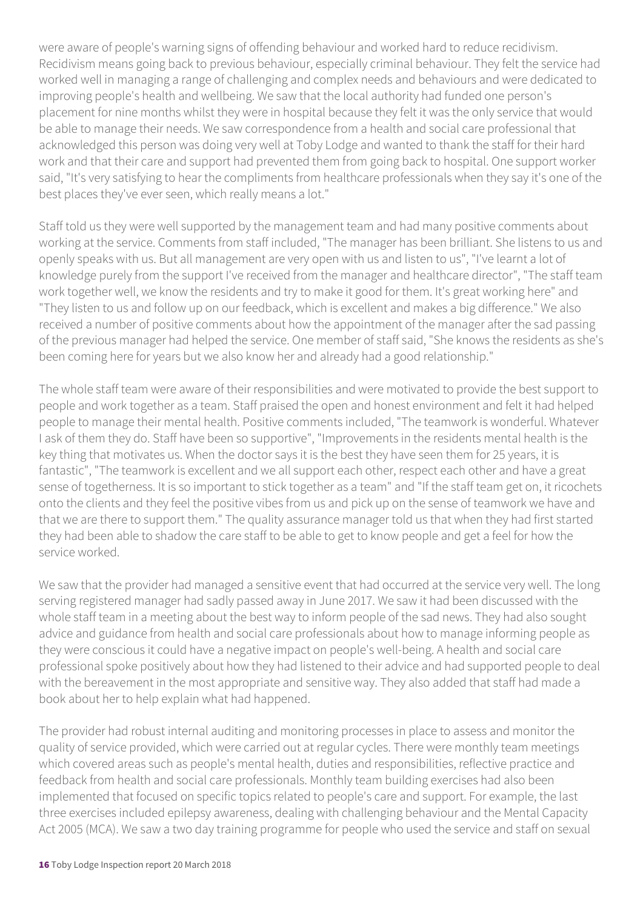were aware of people's warning signs of offending behaviour and worked hard to reduce recidivism. Recidivism means going back to previous behaviour, especially criminal behaviour. They felt the service had worked well in managing a range of challenging and complex needs and behaviours and were dedicated to improving people's health and wellbeing. We saw that the local authority had funded one person's placement for nine months whilst they were in hospital because they felt it was the only service that would be able to manage their needs. We saw correspondence from a health and social care professional that acknowledged this person was doing very well at Toby Lodge and wanted to thank the staff for their hard work and that their care and support had prevented them from going back to hospital. One support worker said, "It's very satisfying to hear the compliments from healthcare professionals when they say it's one of the best places they've ever seen, which really means a lot."

Staff told us they were well supported by the management team and had many positive comments about working at the service. Comments from staff included, "The manager has been brilliant. She listens to us and openly speaks with us. But all management are very open with us and listen to us", "I've learnt a lot of knowledge purely from the support I've received from the manager and healthcare director", "The staff team work together well, we know the residents and try to make it good for them. It's great working here" and "They listen to us and follow up on our feedback, which is excellent and makes a big difference." We also received a number of positive comments about how the appointment of the manager after the sad passing of the previous manager had helped the service. One member of staff said, "She knows the residents as she's been coming here for years but we also know her and already had a good relationship."

The whole staff team were aware of their responsibilities and were motivated to provide the best support to people and work together as a team. Staff praised the open and honest environment and felt it had helped people to manage their mental health. Positive comments included, "The teamwork is wonderful. Whatever I ask of them they do. Staff have been so supportive", "Improvements in the residents mental health is the key thing that motivates us. When the doctor says it is the best they have seen them for 25 years, it is fantastic", "The teamwork is excellent and we all support each other, respect each other and have a great sense of togetherness. It is so important to stick together as a team" and "If the staff team get on, it ricochets onto the clients and they feel the positive vibes from us and pick up on the sense of teamwork we have and that we are there to support them." The quality assurance manager told us that when they had first started they had been able to shadow the care staff to be able to get to know people and get a feel for how the service worked.

We saw that the provider had managed a sensitive event that had occurred at the service very well. The long serving registered manager had sadly passed away in June 2017. We saw it had been discussed with the whole staff team in a meeting about the best way to inform people of the sad news. They had also sought advice and guidance from health and social care professionals about how to manage informing people as they were conscious it could have a negative impact on people's well-being. A health and social care professional spoke positively about how they had listened to their advice and had supported people to deal with the bereavement in the most appropriate and sensitive way. They also added that staff had made a book about her to help explain what had happened.

The provider had robust internal auditing and monitoring processes in place to assess and monitor the quality of service provided, which were carried out at regular cycles. There were monthly team meetings which covered areas such as people's mental health, duties and responsibilities, reflective practice and feedback from health and social care professionals. Monthly team building exercises had also been implemented that focused on specific topics related to people's care and support. For example, the last three exercises included epilepsy awareness, dealing with challenging behaviour and the Mental Capacity Act 2005 (MCA). We saw a two day training programme for people who used the service and staff on sexual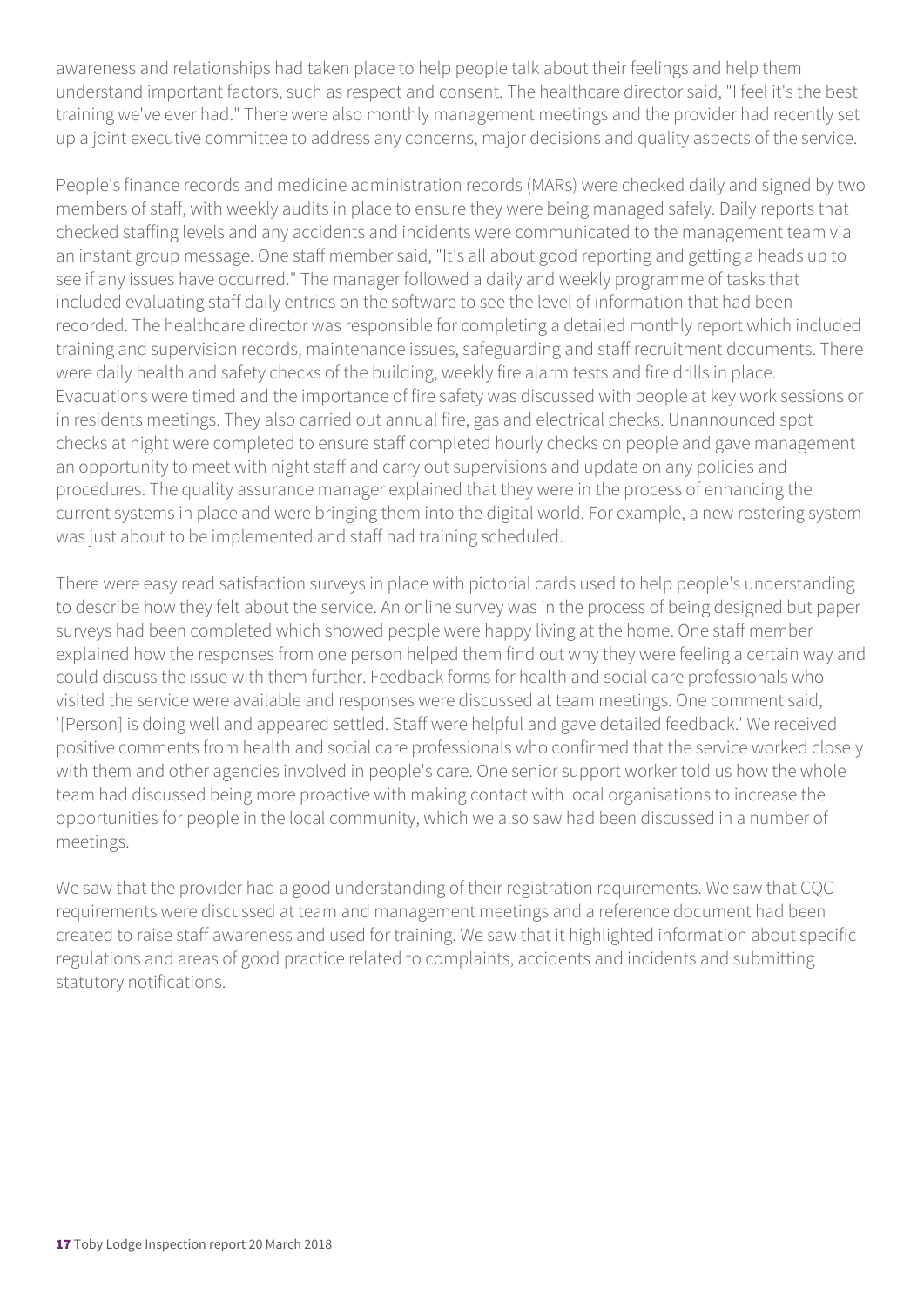awareness and relationships had taken place to help people talk about their feelings and help them understand important factors, such as respect and consent. The healthcare director said, "I feel it's the best training we've ever had." There were also monthly management meetings and the provider had recently set up a joint executive committee to address any concerns, major decisions and quality aspects of the service.

People's finance records and medicine administration records (MARs) were checked daily and signed by two members of staff, with weekly audits in place to ensure they were being managed safely. Daily reports that checked staffing levels and any accidents and incidents were communicated to the management team via an instant group message. One staff member said, "It's all about good reporting and getting a heads up to see if any issues have occurred." The manager followed a daily and weekly programme of tasks that included evaluating staff daily entries on the software to see the level of information that had been recorded. The healthcare director was responsible for completing a detailed monthly report which included training and supervision records, maintenance issues, safeguarding and staff recruitment documents. There were daily health and safety checks of the building, weekly fire alarm tests and fire drills in place. Evacuations were timed and the importance of fire safety was discussed with people at key work sessions or in residents meetings. They also carried out annual fire, gas and electrical checks. Unannounced spot checks at night were completed to ensure staff completed hourly checks on people and gave management an opportunity to meet with night staff and carry out supervisions and update on any policies and procedures. The quality assurance manager explained that they were in the process of enhancing the current systems in place and were bringing them into the digital world. For example, a new rostering system was just about to be implemented and staff had training scheduled.

There were easy read satisfaction surveys in place with pictorial cards used to help people's understanding to describe how they felt about the service. An online survey was in the process of being designed but paper surveys had been completed which showed people were happy living at the home. One staff member explained how the responses from one person helped them find out why they were feeling a certain way and could discuss the issue with them further. Feedback forms for health and social care professionals who visited the service were available and responses were discussed at team meetings. One comment said, '[Person] is doing well and appeared settled. Staff were helpful and gave detailed feedback.' We received positive comments from health and social care professionals who confirmed that the service worked closely with them and other agencies involved in people's care. One senior support worker told us how the whole team had discussed being more proactive with making contact with local organisations to increase the opportunities for people in the local community, which we also saw had been discussed in a number of meetings.

We saw that the provider had a good understanding of their registration requirements. We saw that CQC requirements were discussed at team and management meetings and a reference document had been created to raise staff awareness and used for training. We saw that it highlighted information about specific regulations and areas of good practice related to complaints, accidents and incidents and submitting statutory notifications.